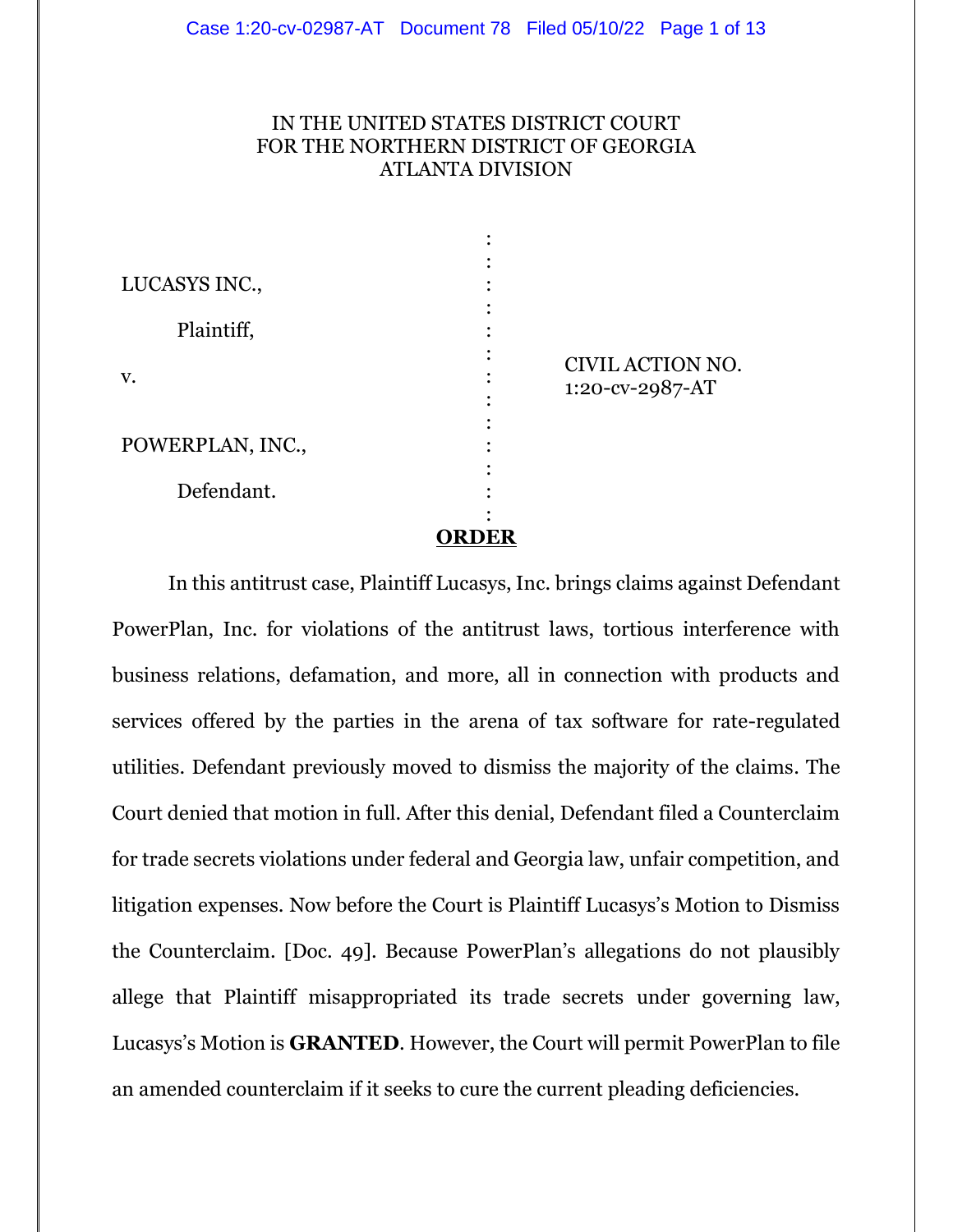IN THE UNITED STATES DISTRICT COURT
FOR THE NORTHERN DISTRICT OF GEORGIA
ATLANTA DIVISION

| | | |
|---|---|---|
| LUCASYS INC.,<br><br>Plaintiff,<br><br>v.<br><br>POWERPLAN, INC.,<br><br>Defendant. | : | CIVIL ACTION NO.<br>1:20-cv-2987-AT |

## ORDER

In this antitrust case, Plaintiff Lucasys, Inc. brings claims against Defendant PowerPlan, Inc. for violations of the antitrust laws, tortious interference with business relations, defamation, and more, all in connection with products and services offered by the parties in the arena of tax software for rate-regulated utilities. Defendant previously moved to dismiss the majority of the claims. The Court denied that motion in full. After this denial, Defendant filed a Counterclaim for trade secrets violations under federal and Georgia law, unfair competition, and litigation expenses. Now before the Court is Plaintiff Lucasys's Motion to Dismiss the Counterclaim. [Doc. 49]. Because PowerPlan's allegations do not plausibly allege that Plaintiff misappropriated its trade secrets under governing law, Lucasys's Motion is **GRANTED**. However, the Court will permit PowerPlan to file an amended counterclaim if it seeks to cure the current pleading deficiencies.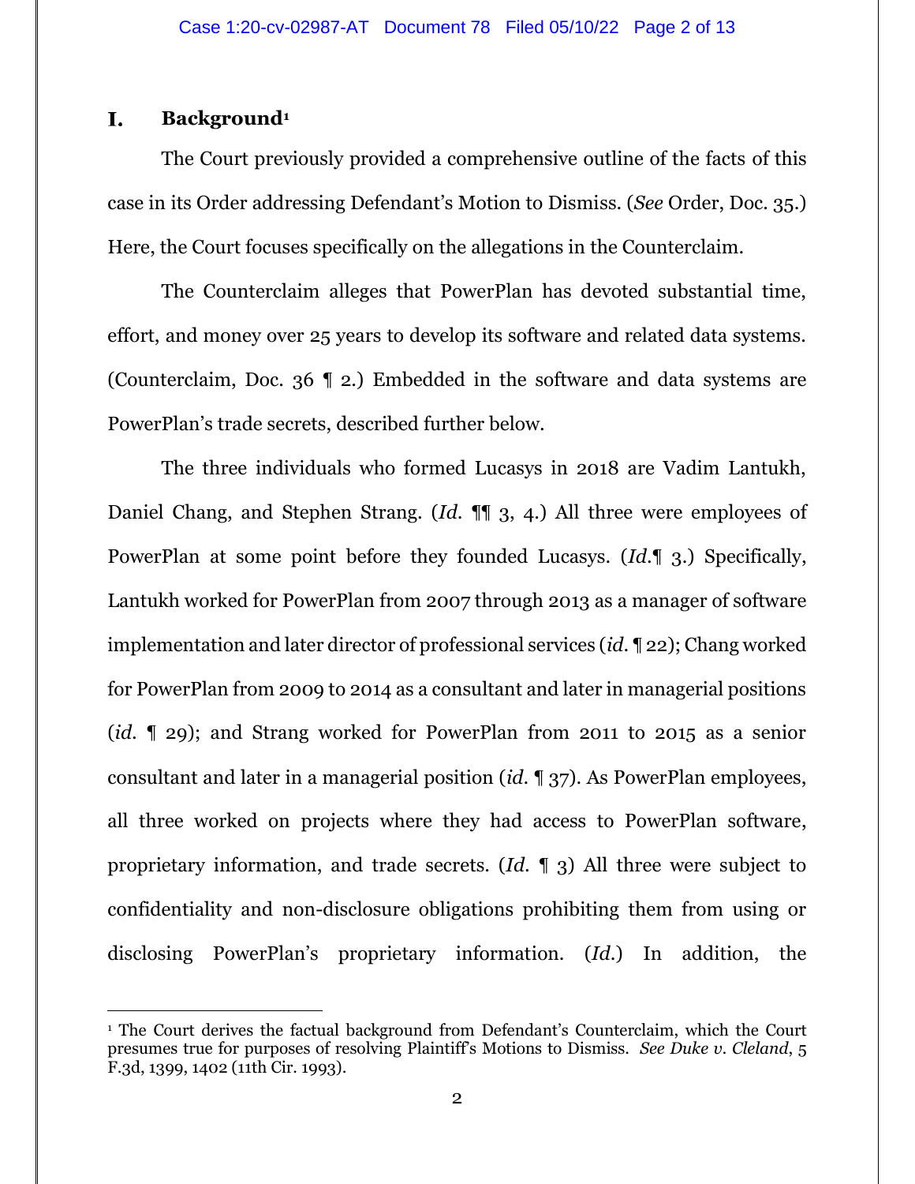## I. Background[1]

The Court previously provided a comprehensive outline of the facts of this case in its Order addressing Defendant's Motion to Dismiss. (*See* Order, Doc. 35.) Here, the Court focuses specifically on the allegations in the Counterclaim.

The Counterclaim alleges that PowerPlan has devoted substantial time, effort, and money over 25 years to develop its software and related data systems. (Counterclaim, Doc. 36 ¶ 2.) Embedded in the software and data systems are PowerPlan's trade secrets, described further below.

The three individuals who formed Lucasys in 2018 are Vadim Lantukh, Daniel Chang, and Stephen Strang. (*Id.* ¶¶ 3, 4.) All three were employees of PowerPlan at some point before they founded Lucasys. (*Id.*¶ 3.) Specifically, Lantukh worked for PowerPlan from 2007 through 2013 as a manager of software implementation and later director of professional services (*id.* ¶ 22); Chang worked for PowerPlan from 2009 to 2014 as a consultant and later in managerial positions (*id.* ¶ 29); and Strang worked for PowerPlan from 2011 to 2015 as a senior consultant and later in a managerial position (*id.* ¶ 37). As PowerPlan employees, all three worked on projects where they had access to PowerPlan software, proprietary information, and trade secrets. (*Id.* ¶ 3) All three were subject to confidentiality and non-disclosure obligations prohibiting them from using or disclosing PowerPlan's proprietary information. (*Id.*) In addition, the

---

[1] The Court derives the factual background from Defendant's Counterclaim, which the Court presumes true for purposes of resolving Plaintiff's Motions to Dismiss. *See Duke v. Cleland*, 5 F.3d, 1399, 1402 (11th Cir. 1993).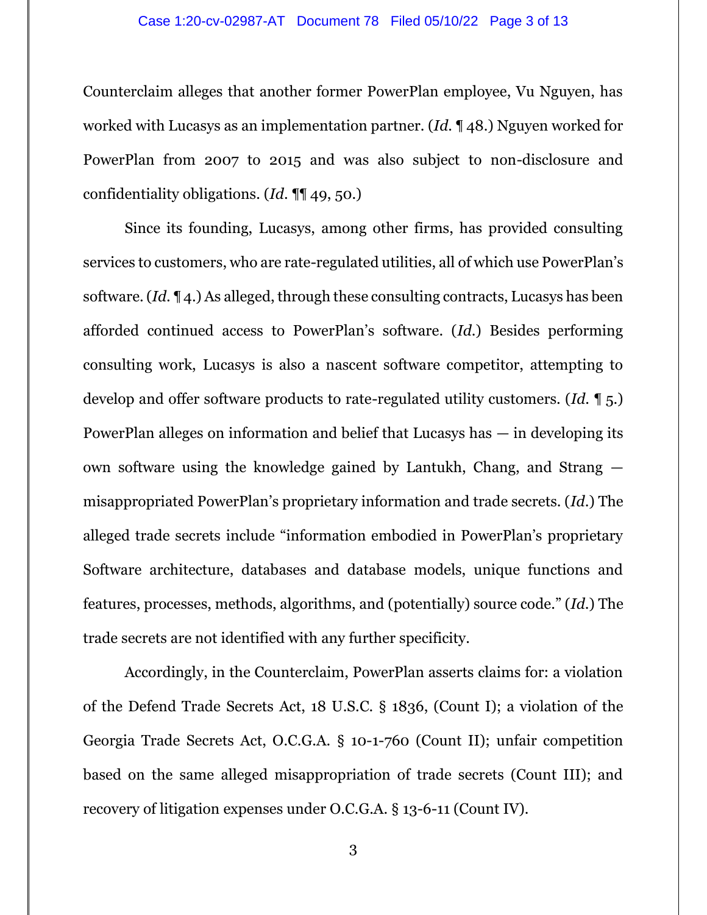Counterclaim alleges that another former PowerPlan employee, Vu Nguyen, has worked with Lucasys as an implementation partner. (*Id.* ¶ 48.) Nguyen worked for PowerPlan from 2007 to 2015 and was also subject to non-disclosure and confidentiality obligations. (*Id.* ¶¶ 49, 50.)

Since its founding, Lucasys, among other firms, has provided consulting services to customers, who are rate-regulated utilities, all of which use PowerPlan's software. (*Id.* ¶ 4.) As alleged, through these consulting contracts, Lucasys has been afforded continued access to PowerPlan's software. (*Id.*) Besides performing consulting work, Lucasys is also a nascent software competitor, attempting to develop and offer software products to rate-regulated utility customers. (*Id.* ¶ 5.) PowerPlan alleges on information and belief that Lucasys has — in developing its own software using the knowledge gained by Lantukh, Chang, and Strang — misappropriated PowerPlan's proprietary information and trade secrets. (*Id.*) The alleged trade secrets include "information embodied in PowerPlan's proprietary Software architecture, databases and database models, unique functions and features, processes, methods, algorithms, and (potentially) source code." (*Id.*) The trade secrets are not identified with any further specificity.

Accordingly, in the Counterclaim, PowerPlan asserts claims for: a violation of the Defend Trade Secrets Act, 18 U.S.C. § 1836, (Count I); a violation of the Georgia Trade Secrets Act, O.C.G.A. § 10-1-760 (Count II); unfair competition based on the same alleged misappropriation of trade secrets (Count III); and recovery of litigation expenses under O.C.G.A. § 13-6-11 (Count IV).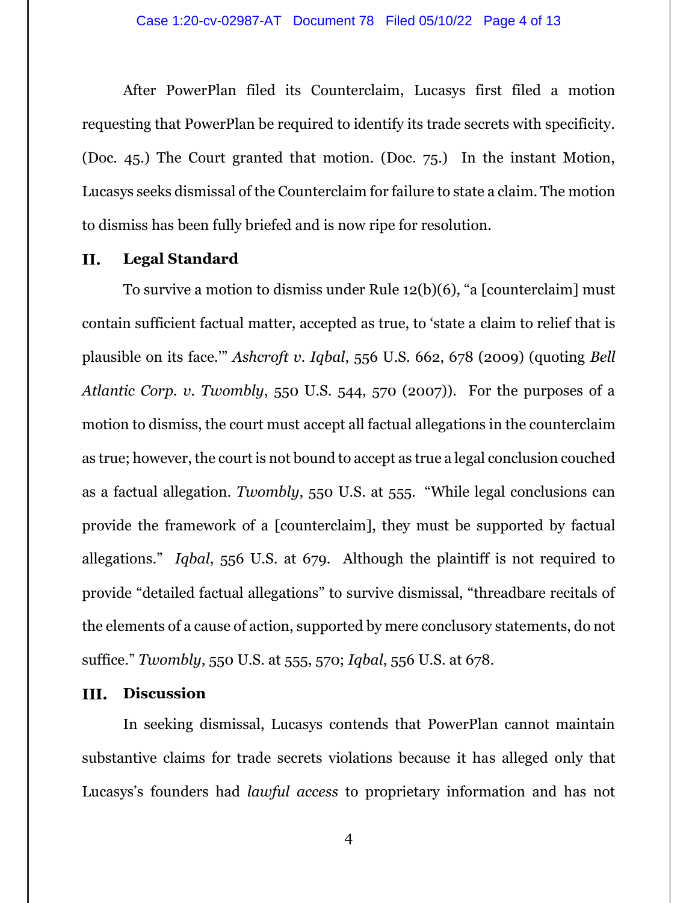After PowerPlan filed its Counterclaim, Lucasys first filed a motion requesting that PowerPlan be required to identify its trade secrets with specificity. (Doc. 45.) The Court granted that motion. (Doc. 75.) In the instant Motion, Lucasys seeks dismissal of the Counterclaim for failure to state a claim. The motion to dismiss has been fully briefed and is now ripe for resolution.

## II. Legal Standard

To survive a motion to dismiss under Rule 12(b)(6), "a [counterclaim] must contain sufficient factual matter, accepted as true, to 'state a claim to relief that is plausible on its face.'" *Ashcroft v. Iqbal*, 556 U.S. 662, 678 (2009) (quoting *Bell Atlantic Corp. v. Twombly*, 550 U.S. 544, 570 (2007)). For the purposes of a motion to dismiss, the court must accept all factual allegations in the counterclaim as true; however, the court is not bound to accept as true a legal conclusion couched as a factual allegation. *Twombly*, 550 U.S. at 555. "While legal conclusions can provide the framework of a [counterclaim], they must be supported by factual allegations." *Iqbal*, 556 U.S. at 679. Although the plaintiff is not required to provide "detailed factual allegations" to survive dismissal, "threadbare recitals of the elements of a cause of action, supported by mere conclusory statements, do not suffice." *Twombly*, 550 U.S. at 555, 570; *Iqbal*, 556 U.S. at 678.

## III. Discussion

In seeking dismissal, Lucasys contends that PowerPlan cannot maintain substantive claims for trade secrets violations because it has alleged only that Lucasys's founders had *lawful access* to proprietary information and has not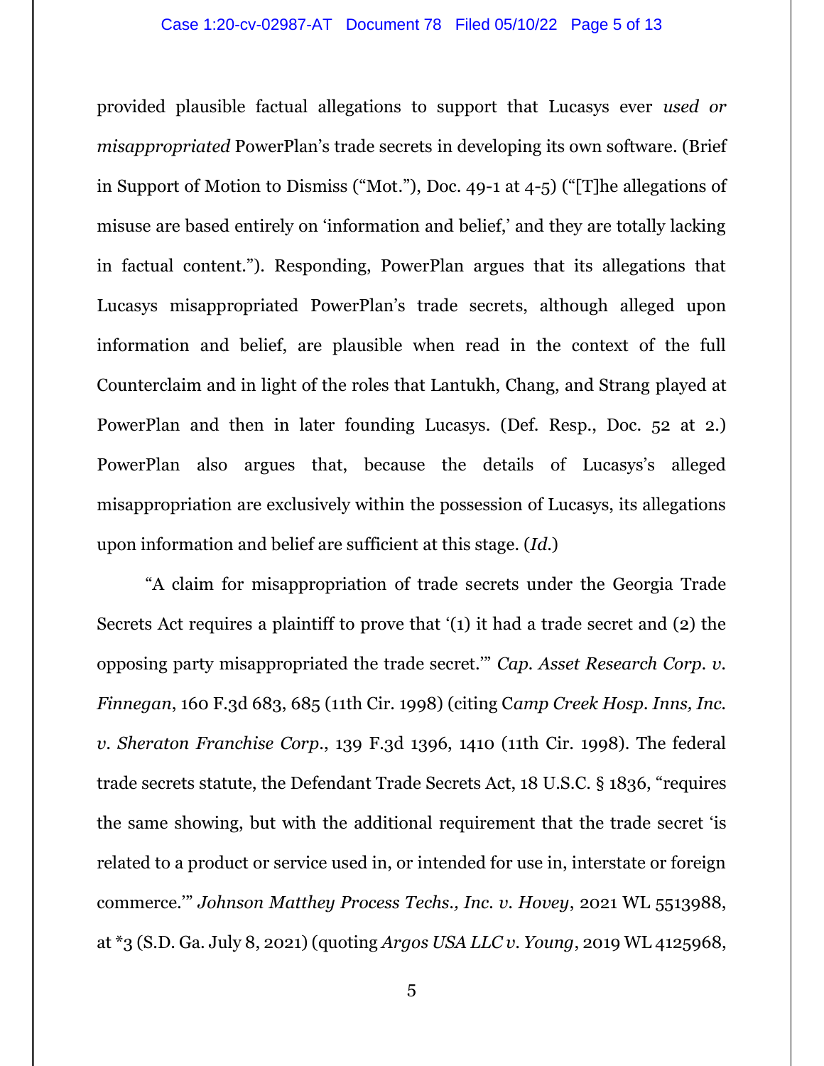provided plausible factual allegations to support that Lucasys ever *used or misappropriated* PowerPlan's trade secrets in developing its own software. (Brief in Support of Motion to Dismiss ("Mot."), Doc. 49-1 at 4-5) ("[T]he allegations of misuse are based entirely on 'information and belief,' and they are totally lacking in factual content."). Responding, PowerPlan argues that its allegations that Lucasys misappropriated PowerPlan's trade secrets, although alleged upon information and belief, are plausible when read in the context of the full Counterclaim and in light of the roles that Lantukh, Chang, and Strang played at PowerPlan and then in later founding Lucasys. (Def. Resp., Doc. 52 at 2.) PowerPlan also argues that, because the details of Lucasys's alleged misappropriation are exclusively within the possession of Lucasys, its allegations upon information and belief are sufficient at this stage. (*Id.*)

"A claim for misappropriation of trade secrets under the Georgia Trade Secrets Act requires a plaintiff to prove that '(1) it had a trade secret and (2) the opposing party misappropriated the trade secret.'" *Cap. Asset Research Corp. v. Finnegan*, 160 F.3d 683, 685 (11th Cir. 1998) (citing C*amp Creek Hosp. Inns, Inc. v. Sheraton Franchise Corp.*, 139 F.3d 1396, 1410 (11th Cir. 1998). The federal trade secrets statute, the Defendant Trade Secrets Act, 18 U.S.C. § 1836, "requires the same showing, but with the additional requirement that the trade secret 'is related to a product or service used in, or intended for use in, interstate or foreign commerce.'" *Johnson Matthey Process Techs., Inc. v. Hovey*, 2021 WL 5513988, at *3 (S.D. Ga. July 8, 2021) (quoting *Argos USA LLC v. Young*, 2019 WL 4125968,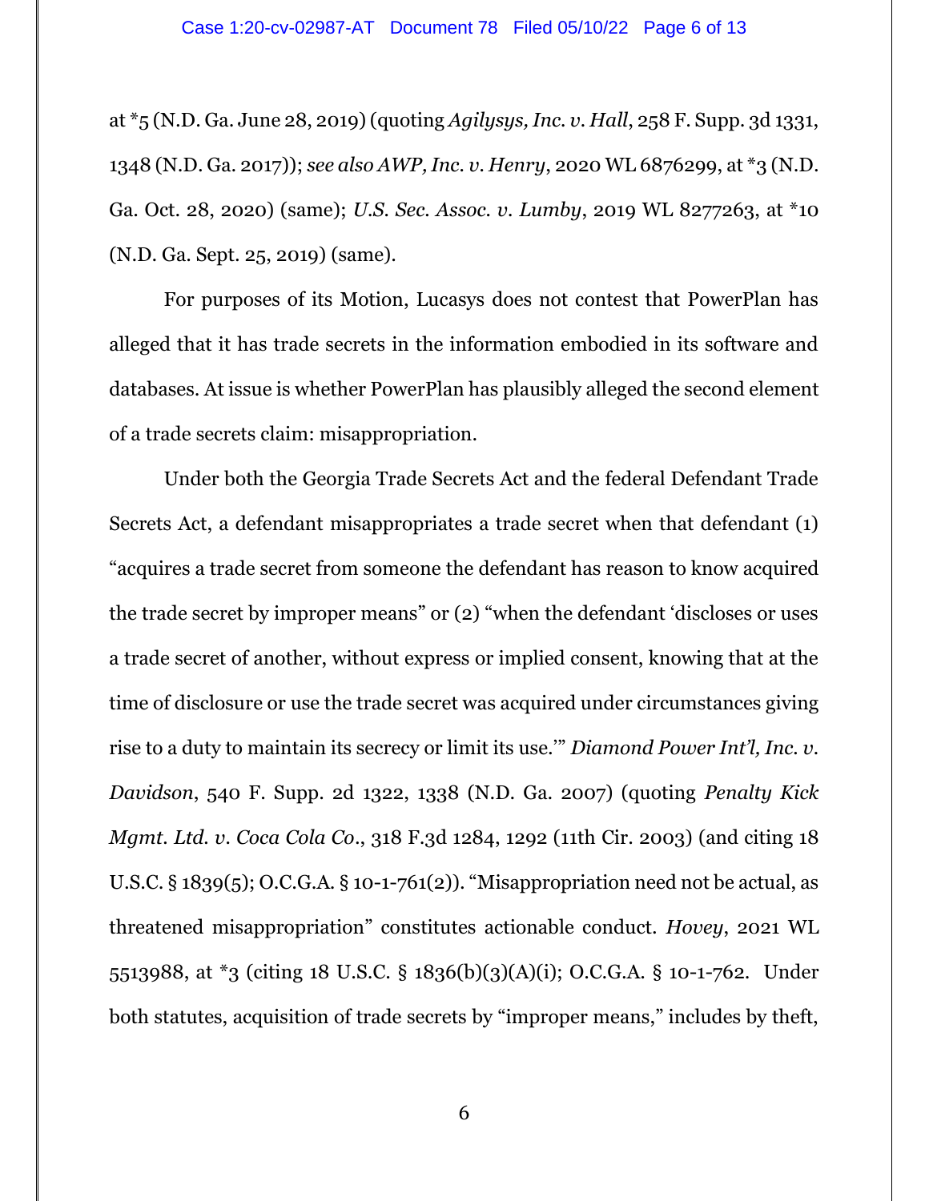at *5 (N.D. Ga. June 28, 2019) (quoting *Agilysys, Inc. v. Hall*, 258 F. Supp. 3d 1331, 1348 (N.D. Ga. 2017)); *see also AWP, Inc. v. Henry*, 2020 WL 6876299, at *3 (N.D. Ga. Oct. 28, 2020) (same); *U.S. Sec. Assoc. v. Lumby*, 2019 WL 8277263, at *10 (N.D. Ga. Sept. 25, 2019) (same).

For purposes of its Motion, Lucasys does not contest that PowerPlan has alleged that it has trade secrets in the information embodied in its software and databases. At issue is whether PowerPlan has plausibly alleged the second element of a trade secrets claim: misappropriation.

Under both the Georgia Trade Secrets Act and the federal Defendant Trade Secrets Act, a defendant misappropriates a trade secret when that defendant (1) "acquires a trade secret from someone the defendant has reason to know acquired the trade secret by improper means" or (2) "when the defendant 'discloses or uses a trade secret of another, without express or implied consent, knowing that at the time of disclosure or use the trade secret was acquired under circumstances giving rise to a duty to maintain its secrecy or limit its use.'" *Diamond Power Int'l, Inc. v. Davidson*, 540 F. Supp. 2d 1322, 1338 (N.D. Ga. 2007) (quoting *Penalty Kick Mgmt. Ltd. v. Coca Cola Co*., 318 F.3d 1284, 1292 (11th Cir. 2003) (and citing 18 U.S.C. § 1839(5); O.C.G.A. § 10-1-761(2)). "Misappropriation need not be actual, as threatened misappropriation" constitutes actionable conduct. *Hovey*, 2021 WL 5513988, at *3 (citing 18 U.S.C. § 1836(b)(3)(A)(i); O.C.G.A. § 10-1-762. Under both statutes, acquisition of trade secrets by "improper means," includes by theft,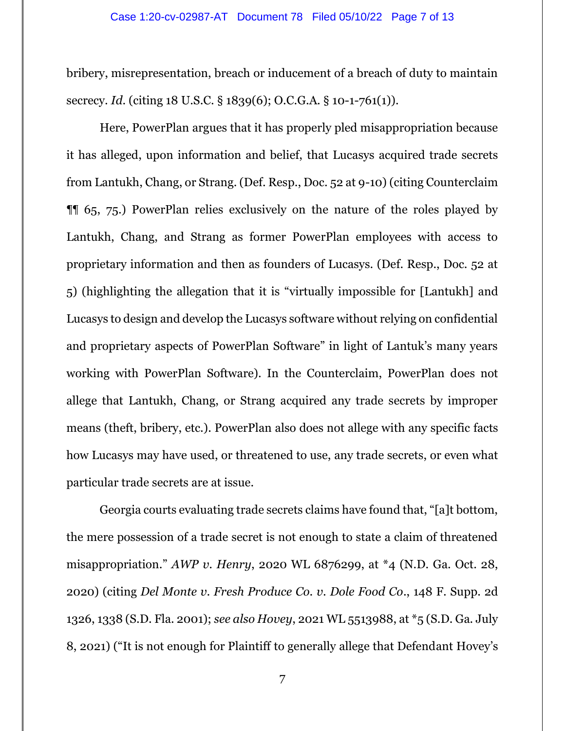bribery, misrepresentation, breach or inducement of a breach of duty to maintain secrecy. *Id.* (citing 18 U.S.C. § 1839(6); O.C.G.A. § 10-1-761(1)).

Here, PowerPlan argues that it has properly pled misappropriation because it has alleged, upon information and belief, that Lucasys acquired trade secrets from Lantukh, Chang, or Strang. (Def. Resp., Doc. 52 at 9-10) (citing Counterclaim ¶¶ 65, 75.) PowerPlan relies exclusively on the nature of the roles played by Lantukh, Chang, and Strang as former PowerPlan employees with access to proprietary information and then as founders of Lucasys. (Def. Resp., Doc. 52 at 5) (highlighting the allegation that it is "virtually impossible for [Lantukh] and Lucasys to design and develop the Lucasys software without relying on confidential and proprietary aspects of PowerPlan Software" in light of Lantuk's many years working with PowerPlan Software). In the Counterclaim, PowerPlan does not allege that Lantukh, Chang, or Strang acquired any trade secrets by improper means (theft, bribery, etc.). PowerPlan also does not allege with any specific facts how Lucasys may have used, or threatened to use, any trade secrets, or even what particular trade secrets are at issue.

Georgia courts evaluating trade secrets claims have found that, "[a]t bottom, the mere possession of a trade secret is not enough to state a claim of threatened misappropriation." *AWP v. Henry*, 2020 WL 6876299, at *4 (N.D. Ga. Oct. 28, 2020) (citing *Del Monte v. Fresh Produce Co. v. Dole Food Co.*, 148 F. Supp. 2d 1326, 1338 (S.D. Fla. 2001); *see also Hovey*, 2021 WL 5513988, at *5 (S.D. Ga. July 8, 2021) ("It is not enough for Plaintiff to generally allege that Defendant Hovey's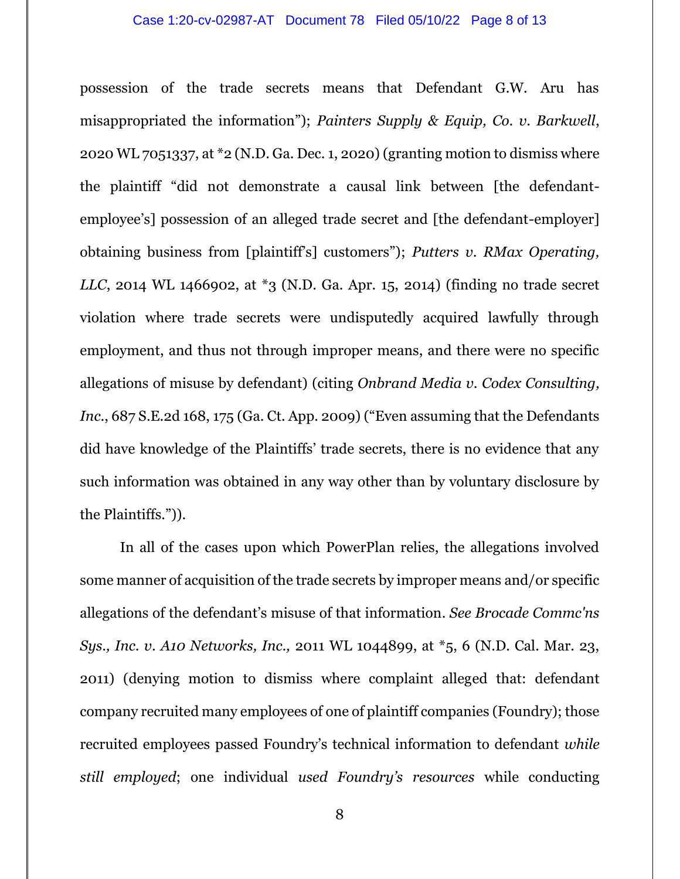possession of the trade secrets means that Defendant G.W. Aru has misappropriated the information"); *Painters Supply & Equip, Co. v. Barkwell*, 2020 WL 7051337, at *2 (N.D. Ga. Dec. 1, 2020) (granting motion to dismiss where the plaintiff "did not demonstrate a causal link between [the defendant-employee's] possession of an alleged trade secret and [the defendant-employer] obtaining business from [plaintiff's] customers"); *Putters v. RMax Operating, LLC*, 2014 WL 1466902, at *3 (N.D. Ga. Apr. 15, 2014) (finding no trade secret violation where trade secrets were undisputedly acquired lawfully through employment, and thus not through improper means, and there were no specific allegations of misuse by defendant) (citing *Onbrand Media v. Codex Consulting, Inc.*, 687 S.E.2d 168, 175 (Ga. Ct. App. 2009) ("Even assuming that the Defendants did have knowledge of the Plaintiffs' trade secrets, there is no evidence that any such information was obtained in any way other than by voluntary disclosure by the Plaintiffs.")).

In all of the cases upon which PowerPlan relies, the allegations involved some manner of acquisition of the trade secrets by improper means and/or specific allegations of the defendant's misuse of that information. *See Brocade Commc'ns Sys., Inc. v. A10 Networks, Inc.,* 2011 WL 1044899, at *5, 6 (N.D. Cal. Mar. 23, 2011) (denying motion to dismiss where complaint alleged that: defendant company recruited many employees of one of plaintiff companies (Foundry); those recruited employees passed Foundry's technical information to defendant *while still employed*; one individual *used Foundry's resources* while conducting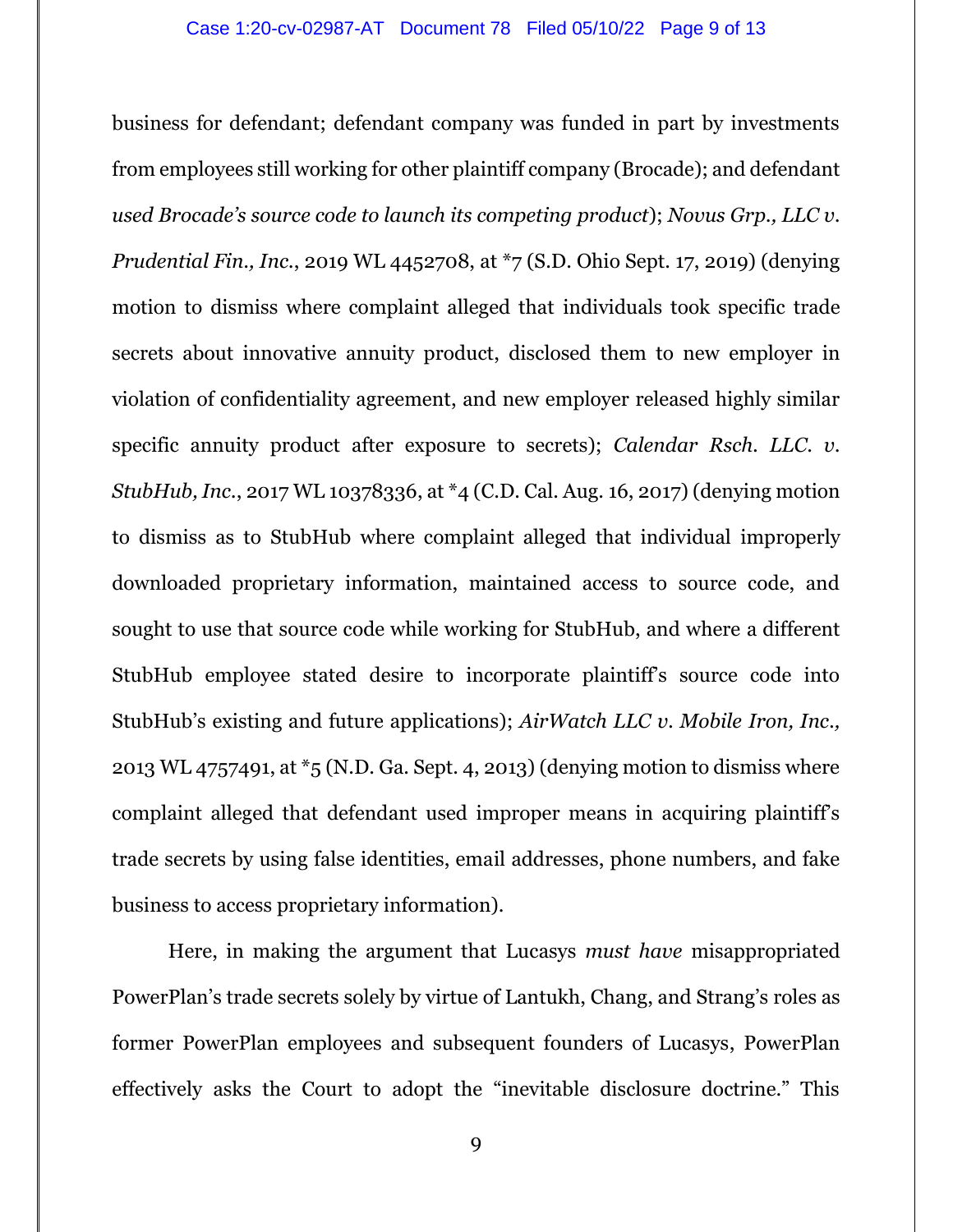business for defendant; defendant company was funded in part by investments from employees still working for other plaintiff company (Brocade); and defendant *used Brocade's source code to launch its competing product*); *Novus Grp., LLC v. Prudential Fin., Inc.*, 2019 WL 4452708, at *7 (S.D. Ohio Sept. 17, 2019) (denying motion to dismiss where complaint alleged that individuals took specific trade secrets about innovative annuity product, disclosed them to new employer in violation of confidentiality agreement, and new employer released highly similar specific annuity product after exposure to secrets); *Calendar Rsch. LLC. v. StubHub, Inc.*, 2017 WL 10378336, at *4 (C.D. Cal. Aug. 16, 2017) (denying motion to dismiss as to StubHub where complaint alleged that individual improperly downloaded proprietary information, maintained access to source code, and sought to use that source code while working for StubHub, and where a different StubHub employee stated desire to incorporate plaintiff's source code into StubHub's existing and future applications); *AirWatch LLC v. Mobile Iron, Inc.*, 2013 WL 4757491, at *5 (N.D. Ga. Sept. 4, 2013) (denying motion to dismiss where complaint alleged that defendant used improper means in acquiring plaintiff's trade secrets by using false identities, email addresses, phone numbers, and fake business to access proprietary information).

Here, in making the argument that Lucasys *must have* misappropriated PowerPlan's trade secrets solely by virtue of Lantukh, Chang, and Strang's roles as former PowerPlan employees and subsequent founders of Lucasys, PowerPlan effectively asks the Court to adopt the "inevitable disclosure doctrine." This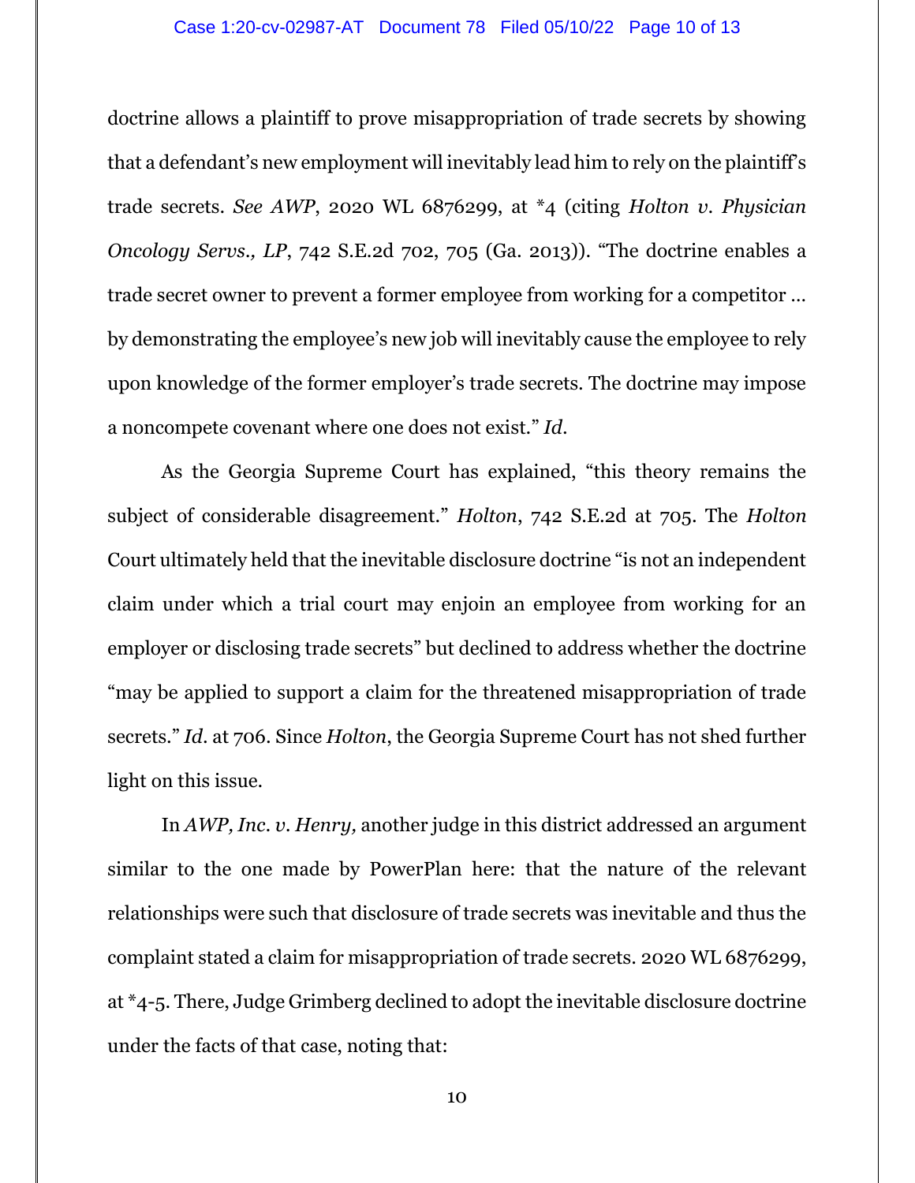doctrine allows a plaintiff to prove misappropriation of trade secrets by showing that a defendant's new employment will inevitably lead him to rely on the plaintiff's trade secrets. *See AWP*, 2020 WL 6876299, at *4 (citing *Holton v. Physician Oncology Servs., LP*, 742 S.E.2d 702, 705 (Ga. 2013)). "The doctrine enables a trade secret owner to prevent a former employee from working for a competitor … by demonstrating the employee's new job will inevitably cause the employee to rely upon knowledge of the former employer's trade secrets. The doctrine may impose a noncompete covenant where one does not exist." *Id.*

As the Georgia Supreme Court has explained, "this theory remains the subject of considerable disagreement." *Holton*, 742 S.E.2d at 705. The *Holton* Court ultimately held that the inevitable disclosure doctrine "is not an independent claim under which a trial court may enjoin an employee from working for an employer or disclosing trade secrets" but declined to address whether the doctrine "may be applied to support a claim for the threatened misappropriation of trade secrets." *Id.* at 706. Since *Holton*, the Georgia Supreme Court has not shed further light on this issue.

In *AWP, Inc. v. Henry,* another judge in this district addressed an argument similar to the one made by PowerPlan here: that the nature of the relevant relationships were such that disclosure of trade secrets was inevitable and thus the complaint stated a claim for misappropriation of trade secrets. 2020 WL 6876299, at *4-5. There, Judge Grimberg declined to adopt the inevitable disclosure doctrine under the facts of that case, noting that: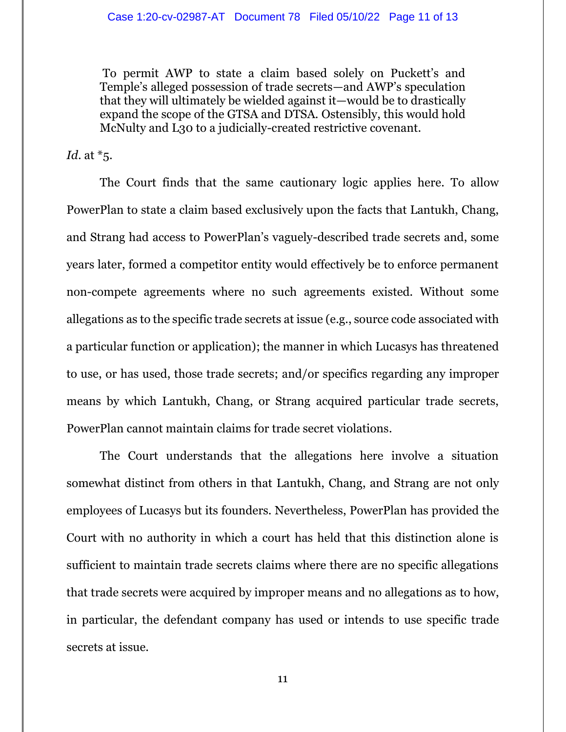> To permit AWP to state a claim based solely on Puckett's and Temple's alleged possession of trade secrets—and AWP's speculation that they will ultimately be wielded against it—would be to drastically expand the scope of the GTSA and DTSA. Ostensibly, this would hold McNulty and L30 to a judicially-created restrictive covenant.

*Id*. at *5.

The Court finds that the same cautionary logic applies here. To allow PowerPlan to state a claim based exclusively upon the facts that Lantukh, Chang, and Strang had access to PowerPlan's vaguely-described trade secrets and, some years later, formed a competitor entity would effectively be to enforce permanent non-compete agreements where no such agreements existed. Without some allegations as to the specific trade secrets at issue (e.g., source code associated with a particular function or application); the manner in which Lucasys has threatened to use, or has used, those trade secrets; and/or specifics regarding any improper means by which Lantukh, Chang, or Strang acquired particular trade secrets, PowerPlan cannot maintain claims for trade secret violations.

The Court understands that the allegations here involve a situation somewhat distinct from others in that Lantukh, Chang, and Strang are not only employees of Lucasys but its founders. Nevertheless, PowerPlan has provided the Court with no authority in which a court has held that this distinction alone is sufficient to maintain trade secrets claims where there are no specific allegations that trade secrets were acquired by improper means and no allegations as to how, in particular, the defendant company has used or intends to use specific trade secrets at issue.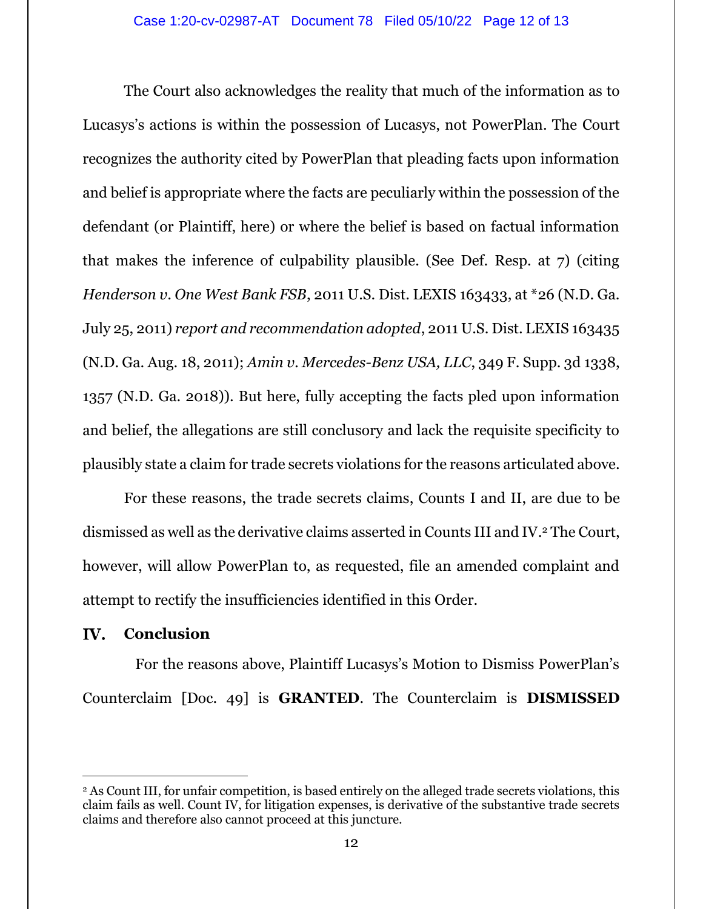The Court also acknowledges the reality that much of the information as to Lucasys's actions is within the possession of Lucasys, not PowerPlan. The Court recognizes the authority cited by PowerPlan that pleading facts upon information and belief is appropriate where the facts are peculiarly within the possession of the defendant (or Plaintiff, here) or where the belief is based on factual information that makes the inference of culpability plausible. (See Def. Resp. at 7) (citing *Henderson v. One West Bank FSB*, 2011 U.S. Dist. LEXIS 163433, at *26 (N.D. Ga. July 25, 2011) *report and recommendation adopted*, 2011 U.S. Dist. LEXIS 163435 (N.D. Ga. Aug. 18, 2011); *Amin v. Mercedes-Benz USA, LLC*, 349 F. Supp. 3d 1338, 1357 (N.D. Ga. 2018)). But here, fully accepting the facts pled upon information and belief, the allegations are still conclusory and lack the requisite specificity to plausibly state a claim for trade secrets violations for the reasons articulated above.

For these reasons, the trade secrets claims, Counts I and II, are due to be dismissed as well as the derivative claims asserted in Counts III and IV.[2] The Court, however, will allow PowerPlan to, as requested, file an amended complaint and attempt to rectify the insufficiencies identified in this Order.

## IV. Conclusion

For the reasons above, Plaintiff Lucasys's Motion to Dismiss PowerPlan's Counterclaim [Doc. 49] is **GRANTED**. The Counterclaim is **DISMISSED**

---

[2] As Count III, for unfair competition, is based entirely on the alleged trade secrets violations, this claim fails as well. Count IV, for litigation expenses, is derivative of the substantive trade secrets claims and therefore also cannot proceed at this juncture.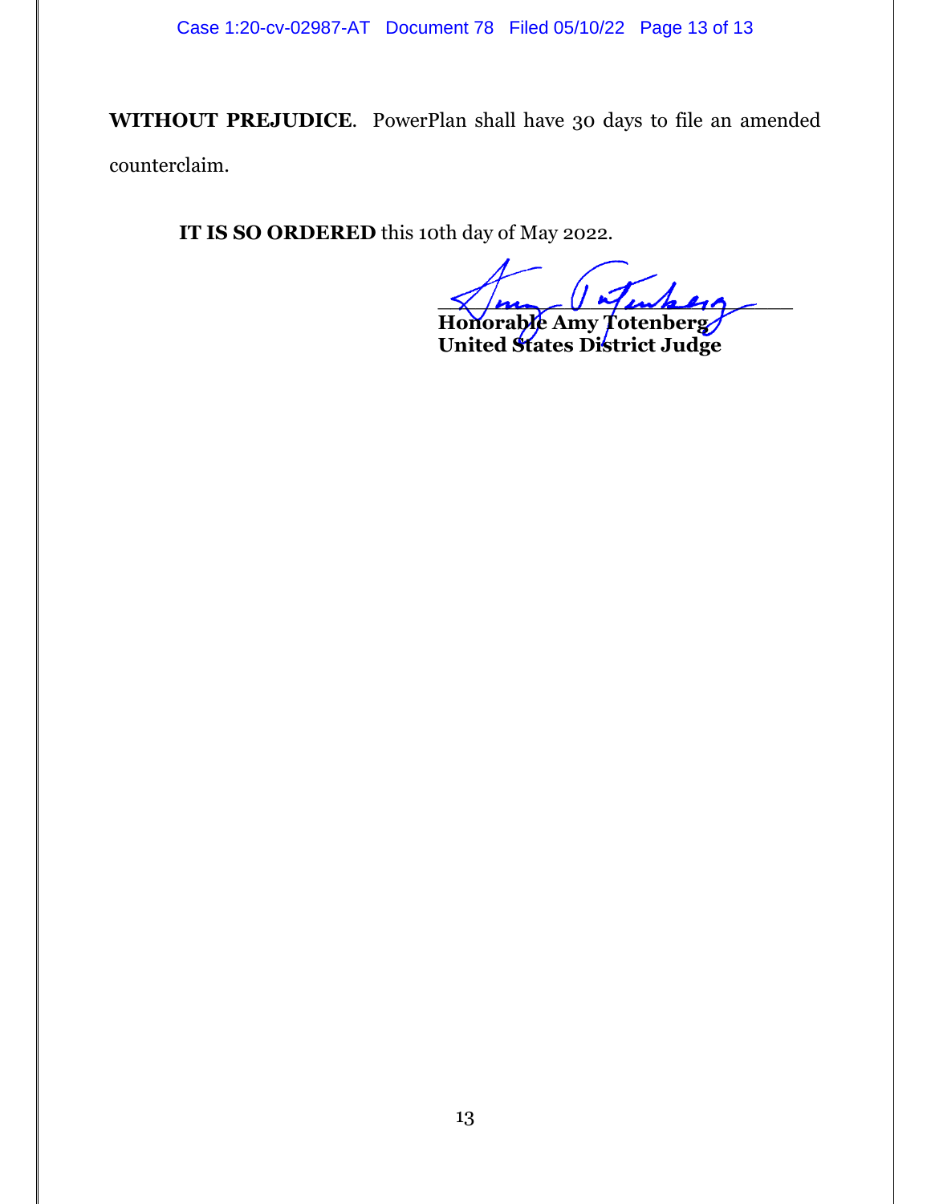**WITHOUT PREJUDICE**. PowerPlan shall have 30 days to file an amended counterclaim.

**IT IS SO ORDERED** this 10th day of May 2022.

**Honorable Amy Totenberg**
**United States District Judge**